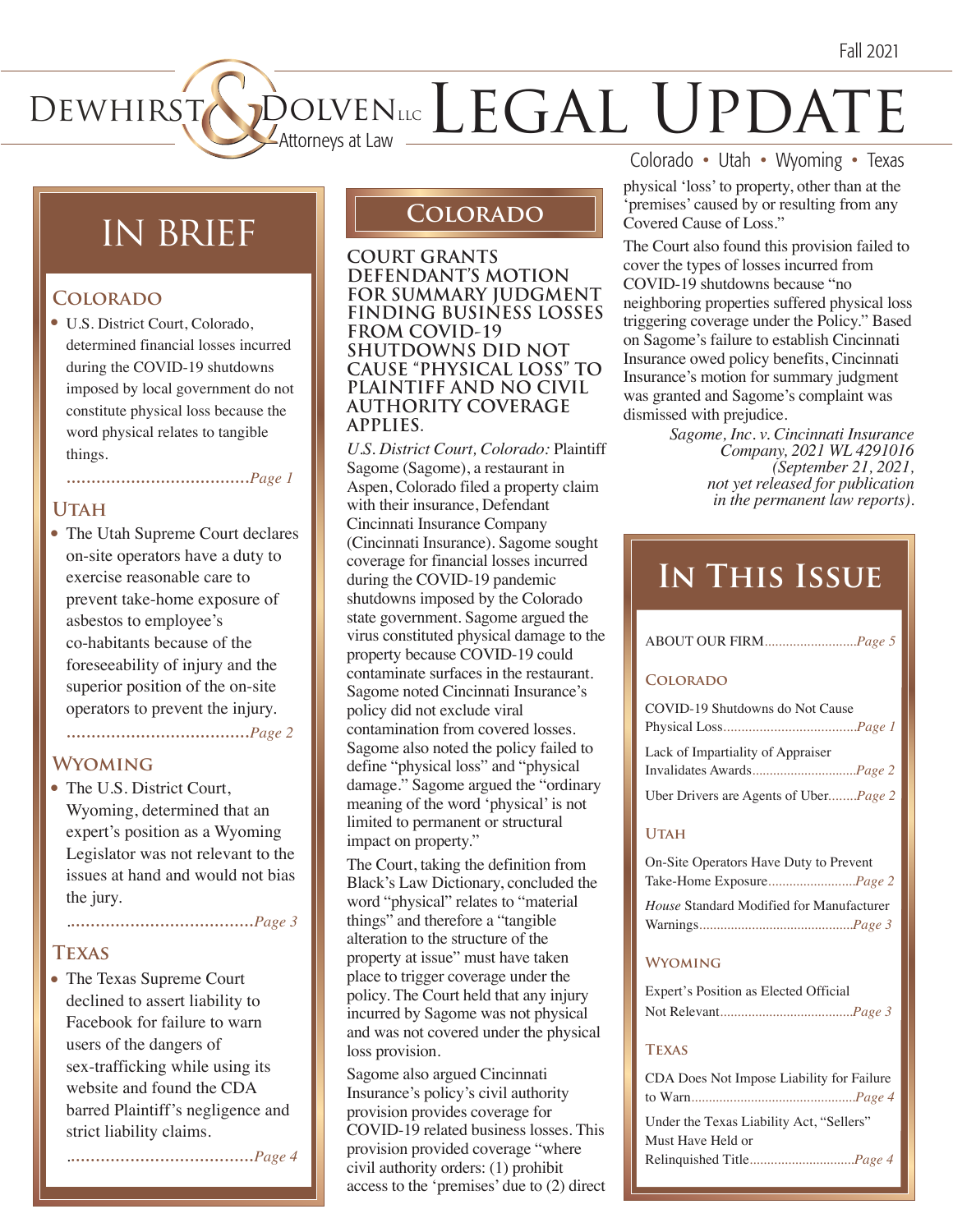Fall 2021

# DEWHIRST & DOLVEN LLC Attorneys at Law — LEGAL UPDATE

Colorado • Utah • Wyoming • Texas

## IN BRIEF

### COLORADO

- U.S. District Court, Colorado, determined financial losses incurred during the COVID-19 shutdowns imposed by local government do not constitute physical loss because the word physical relates to tangible things. ......................................Page 1

### UTAH

- The Utah Supreme Court declares on-site operators have a duty to exercise reasonable care to prevent take-home exposure of asbestos to employee's co-habitants because of the foreseeability of injury and the superior position of the on-site operators to prevent the injury. ......................................Page 2

### WYOMING

- The U.S. District Court, Wyoming, determined that an expert's position as a Wyoming Legislator was not relevant to the issues at hand and would not bias the jury. ......................................Page 3

### TEXAS

- The Texas Supreme Court declined to assert liability to Facebook for failure to warn users of the dangers of sex-trafficking while using its website and found the CDA barred Plaintiff's negligence and strict liability claims. ......................................Page 4

## COLORADO

### COURT GRANTS DEFENDANT'S MOTION FOR SUMMARY JUDGMENT FINDING BUSINESS LOSSES FROM COVID-19 SHUTDOWNS DID NOT CAUSE "PHYSICAL LOSS" TO PLAINTIFF AND NO CIVIL AUTHORITY COVERAGE APPLIES.

*U.S. District Court, Colorado:* Plaintiff Sagome (Sagome), a restaurant in Aspen, Colorado filed a property claim with their insurance, Defendant Cincinnati Insurance Company (Cincinnati Insurance). Sagome sought coverage for financial losses incurred during the COVID-19 pandemic shutdowns imposed by the Colorado state government. Sagome argued the virus constituted physical damage to the property because COVID-19 could contaminate surfaces in the restaurant. Sagome noted Cincinnati Insurance's policy did not exclude viral contamination from covered losses. Sagome also noted the policy failed to define "physical loss" and "physical damage." Sagome argued the "ordinary meaning of the word 'physical' is not limited to permanent or structural impact on property."

The Court, taking the definition from Black's Law Dictionary, concluded the word "physical" relates to "material things" and therefore a "tangible alteration to the structure of the property at issue" must have taken place to trigger coverage under the policy. The Court held that any injury incurred by Sagome was not physical and was not covered under the physical loss provision.

Sagome also argued Cincinnati Insurance's policy's civil authority provision provides coverage for COVID-19 related business losses. This provision provided coverage "where civil authority orders: (1) prohibit access to the 'premises' due to (2) direct physical 'loss' to property, other than at the 'premises' caused by or resulting from any Covered Cause of Loss."

The Court also found this provision failed to cover the types of losses incurred from COVID-19 shutdowns because "no neighboring properties suffered physical loss triggering coverage under the Policy." Based on Sagome's failure to establish Cincinnati Insurance owed policy benefits, Cincinnati Insurance's motion for summary judgment was granted and Sagome's complaint was dismissed with prejudice.

*Sagome, Inc. v. Cincinnati Insurance Company, 2021 WL 4291016 (September 21, 2021, not yet released for publication in the permanent law reports).*

## IN THIS ISSUE

ABOUT OUR FIRM..........................Page 5

### COLORADO

COVID-19 Shutdowns do Not Cause Physical Loss......................................Page 1

Lack of Impartiality of Appraiser Invalidates Awards..............................Page 2

Uber Drivers are Agents of Uber........Page 2

### UTAH

On-Site Operators Have Duty to Prevent Take-Home Exposure.........................Page 2

*House* Standard Modified for Manufacturer Warnings............................................Page 3

### WYOMING

Expert's Position as Elected Official Not Relevant......................................Page 3

### TEXAS

CDA Does Not Impose Liability for Failure to Warn..............................................Page 4

Under the Texas Liability Act, "Sellers" Must Have Held or Relinquished Title..............................Page 4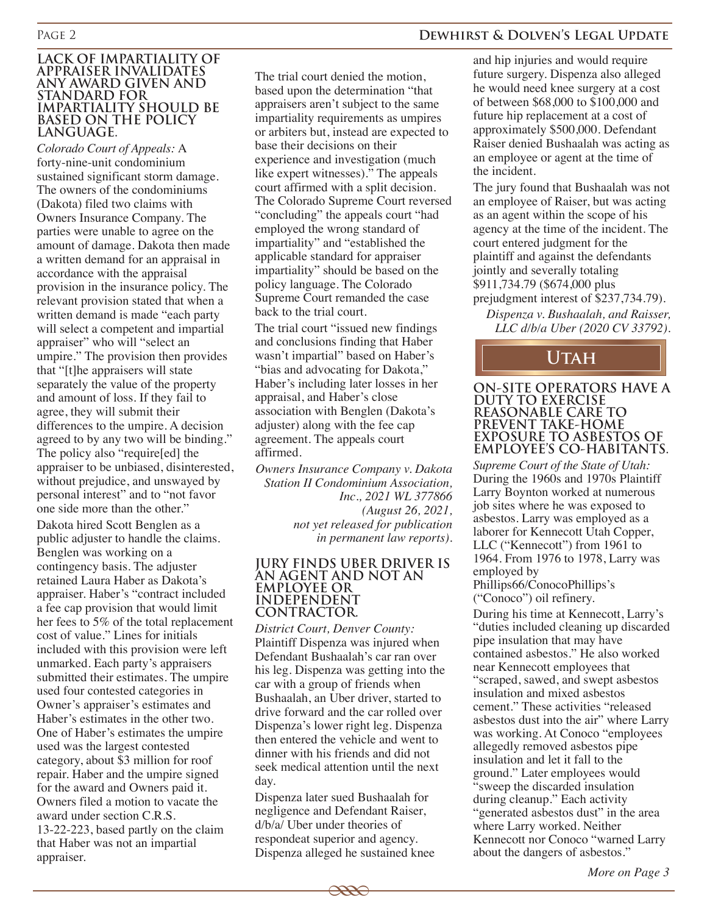### LACK OF IMPARTIALITY OF APPRAISER INVALIDATES ANY AWARD GIVEN AND STANDARD FOR IMPARTIALITY SHOULD BE BASED ON THE POLICY LANGUAGE.

*Colorado Court of Appeals:* A forty-nine-unit condominium sustained significant storm damage. The owners of the condominiums (Dakota) filed two claims with Owners Insurance Company. The parties were unable to agree on the amount of damage. Dakota then made a written demand for an appraisal in accordance with the appraisal provision in the insurance policy. The relevant provision stated that when a written demand is made "each party will select a competent and impartial appraiser" who will "select an umpire." The provision then provides that "[t]he appraisers will state separately the value of the property and amount of loss. If they fail to agree, they will submit their differences to the umpire. A decision agreed to by any two will be binding." The policy also "require[ed] the appraiser to be unbiased, disinterested, without prejudice, and unswayed by personal interest" and to "not favor one side more than the other."

Dakota hired Scott Benglen as a public adjuster to handle the claims. Benglen was working on a contingency basis. The adjuster retained Laura Haber as Dakota's appraiser. Haber's "contract included a fee cap provision that would limit her fees to 5% of the total replacement cost of value." Lines for initials included with this provision were left unmarked. Each party's appraisers submitted their estimates. The umpire used four contested categories in Owner's appraiser's estimates and Haber's estimates in the other two. One of Haber's estimates the umpire used was the largest contested category, about $3 million for roof repair. Haber and the umpire signed for the award and Owners paid it. Owners filed a motion to vacate the award under section C.R.S. 13-22-223, based partly on the claim that Haber was not an impartial appraiser.

The trial court denied the motion, based upon the determination "that appraisers aren't subject to the same impartiality requirements as umpires or arbiters but, instead are expected to base their decisions on their experience and investigation (much like expert witnesses)." The appeals court affirmed with a split decision. The Colorado Supreme Court reversed "concluding" the appeals court "had employed the wrong standard of impartiality" and "established the applicable standard for appraiser impartiality" should be based on the policy language. The Colorado Supreme Court remanded the case back to the trial court.

The trial court "issued new findings and conclusions finding that Haber wasn't impartial" based on Haber's "bias and advocating for Dakota," Haber's including later losses in her appraisal, and Haber's close association with Benglen (Dakota's adjuster) along with the fee cap agreement. The appeals court affirmed.

*Owners Insurance Company v. Dakota Station II Condominium Association, Inc., 2021 WL 377866 (August 26, 2021, not yet released for publication in permanent law reports).*

### JURY FINDS UBER DRIVER IS AN AGENT AND NOT AN EMPLOYEE OR INDEPENDENT CONTRACTOR.

*District Court, Denver County:* Plaintiff Dispenza was injured when Defendant Bushaalah's car ran over his leg. Dispenza was getting into the car with a group of friends when Bushaalah, an Uber driver, started to drive forward and the car rolled over Dispenza's lower right leg. Dispenza then entered the vehicle and went to dinner with his friends and did not seek medical attention until the next day.

Dispenza later sued Bushaalah for negligence and Defendant Raiser, d/b/a/ Uber under theories of respondeat superior and agency. Dispenza alleged he sustained knee and hip injuries and would require future surgery. Dispenza also alleged he would need knee surgery at a cost of between $68,000 to $100,000 and future hip replacement at a cost of approximately $500,000. Defendant Raiser denied Bushaalah was acting as an employee or agent at the time of the incident.

The jury found that Bushaalah was not an employee of Raiser, but was acting as an agent within the scope of his agency at the time of the incident. The court entered judgment for the plaintiff and against the defendants jointly and severally totaling $911,734.79 ($674,000 plus prejudgment interest of $237,734.79).

*Dispenza v. Bushaalah, and Raisser, LLC d/b/a Uber (2020 CV 33792).*

## UTAH

### ON-SITE OPERATORS HAVE A DUTY TO EXERCISE REASONABLE CARE TO PREVENT TAKE-HOME EXPOSURE TO ASBESTOS OF EMPLOYEE'S CO-HABITANTS.

*Supreme Court of the State of Utah:* During the 1960s and 1970s Plaintiff Larry Boynton worked at numerous job sites where he was exposed to asbestos. Larry was employed as a laborer for Kennecott Utah Copper, LLC ("Kennecott") from 1961 to 1964. From 1976 to 1978, Larry was employed by Phillips66/ConocoPhillips's ("Conoco") oil refinery.

During his time at Kennecott, Larry's "duties included cleaning up discarded pipe insulation that may have contained asbestos." He also worked near Kennecott employees that "scraped, sawed, and swept asbestos insulation and mixed asbestos cement." These activities "released asbestos dust into the air" where Larry was working. At Conoco "employees allegedly removed asbestos pipe insulation and let it fall to the ground." Later employees would "sweep the discarded insulation during cleanup." Each activity "generated asbestos dust" in the area where Larry worked. Neither Kennecott nor Conoco "warned Larry about the dangers of asbestos."

*More on Page 3*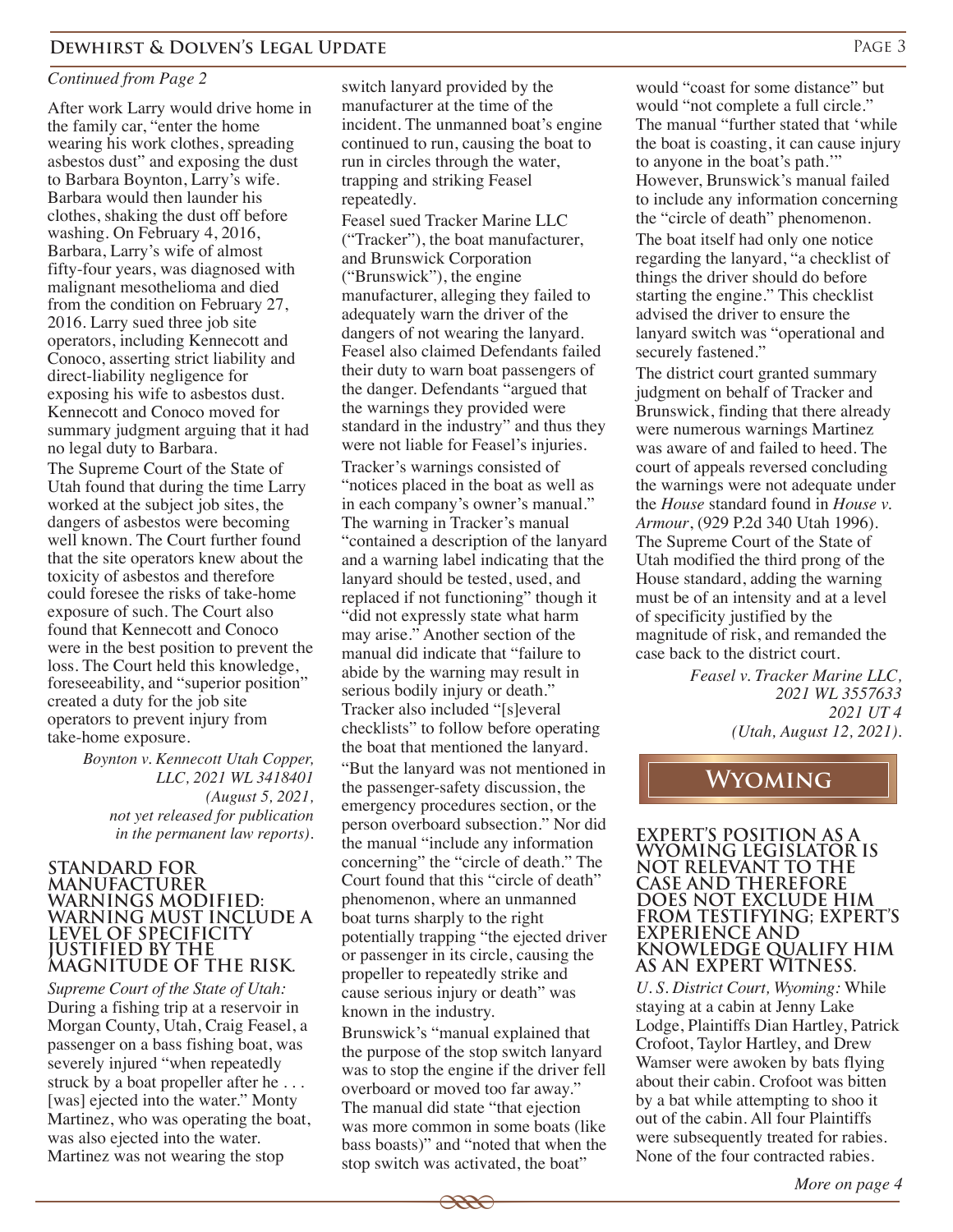*Continued from Page 2*

After work Larry would drive home in the family car, "enter the home wearing his work clothes, spreading asbestos dust" and exposing the dust to Barbara Boynton, Larry's wife. Barbara would then launder his clothes, shaking the dust off before washing. On February 4, 2016, Barbara, Larry's wife of almost fifty-four years, was diagnosed with malignant mesothelioma and died from the condition on February 27, 2016. Larry sued three job site operators, including Kennecott and Conoco, asserting strict liability and direct-liability negligence for exposing his wife to asbestos dust. Kennecott and Conoco moved for summary judgment arguing that it had no legal duty to Barbara.

The Supreme Court of the State of Utah found that during the time Larry worked at the subject job sites, the dangers of asbestos were becoming well known. The Court further found that the site operators knew about the toxicity of asbestos and therefore could foresee the risks of take-home exposure of such. The Court also found that Kennecott and Conoco were in the best position to prevent the loss. The Court held this knowledge, foreseeability, and "superior position" created a duty for the job site operators to prevent injury from take-home exposure.

*Boynton v. Kennecott Utah Copper, LLC, 2021 WL 3418401 (August 5, 2021, not yet released for publication in the permanent law reports).*

### STANDARD FOR MANUFACTURER WARNINGS MODIFIED: WARNING MUST INCLUDE A LEVEL OF SPECIFICITY JUSTIFIED BY THE MAGNITUDE OF THE RISK.

*Supreme Court of the State of Utah:* During a fishing trip at a reservoir in Morgan County, Utah, Craig Feasel, a passenger on a bass fishing boat, was severely injured "when repeatedly struck by a boat propeller after he . . . [was] ejected into the water." Monty Martinez, who was operating the boat, was also ejected into the water. Martinez was not wearing the stop switch lanyard provided by the manufacturer at the time of the incident. The unmanned boat's engine continued to run, causing the boat to run in circles through the water, trapping and striking Feasel repeatedly.

Feasel sued Tracker Marine LLC ("Tracker"), the boat manufacturer, and Brunswick Corporation ("Brunswick"), the engine manufacturer, alleging they failed to adequately warn the driver of the dangers of not wearing the lanyard. Feasel also claimed Defendants failed their duty to warn boat passengers of the danger. Defendants "argued that the warnings they provided were standard in the industry" and thus they were not liable for Feasel's injuries.

Tracker's warnings consisted of "notices placed in the boat as well as in each company's owner's manual." The warning in Tracker's manual "contained a description of the lanyard and a warning label indicating that the lanyard should be tested, used, and replaced if not functioning" though it "did not expressly state what harm may arise." Another section of the manual did indicate that "failure to abide by the warning may result in serious bodily injury or death." Tracker also included "[s]everal checklists" to follow before operating the boat that mentioned the lanyard. "But the lanyard was not mentioned in the passenger-safety discussion, the emergency procedures section, or the person overboard subsection." Nor did the manual "include any information concerning" the "circle of death." The Court found that this "circle of death" phenomenon, where an unmanned boat turns sharply to the right potentially trapping "the ejected driver or passenger in its circle, causing the propeller to repeatedly strike and cause serious injury or death" was known in the industry.

Brunswick's "manual explained that the purpose of the stop switch lanyard was to stop the engine if the driver fell overboard or moved too far away." The manual did state "that ejection was more common in some boats (like bass boats)" and "noted that when the stop switch was activated, the boat" would "coast for some distance" but would "not complete a full circle." The manual "further stated that 'while the boat is coasting, it can cause injury to anyone in the boat's path.'" However, Brunswick's manual failed to include any information concerning the "circle of death" phenomenon.

The boat itself had only one notice regarding the lanyard, "a checklist of things the driver should do before starting the engine." This checklist advised the driver to ensure the lanyard switch was "operational and securely fastened."

The district court granted summary judgment on behalf of Tracker and Brunswick, finding that there already were numerous warnings Martinez was aware of and failed to heed. The court of appeals reversed concluding the warnings were not adequate under the *House* standard found in *House v. Armour*, (929 P.2d 340 Utah 1996). The Supreme Court of the State of Utah modified the third prong of the House standard, adding the warning must be of an intensity and at a level of specificity justified by the magnitude of risk, and remanded the case back to the district court.

*Feasel v. Tracker Marine LLC, 2021 WL 3557633 2021 UT 4 (Utah, August 12, 2021).*

## WYOMING

### EXPERT'S POSITION AS A WYOMING LEGISLATOR IS NOT RELEVANT TO THE CASE AND THEREFORE DOES NOT EXCLUDE HIM FROM TESTIFYING; EXPERT'S EXPERIENCE AND KNOWLEDGE QUALIFY HIM AS AN EXPERT WITNESS.

*U. S. District Court, Wyoming:* While staying at a cabin at Jenny Lake Lodge, Plaintiffs Dian Hartley, Patrick Crofoot, Taylor Hartley, and Drew Wamser were awoken by bats flying about their cabin. Crofoot was bitten by a bat while attempting to shoo it out of the cabin. All four Plaintiffs were subsequently treated for rabies. None of the four contracted rabies.

*More on page 4*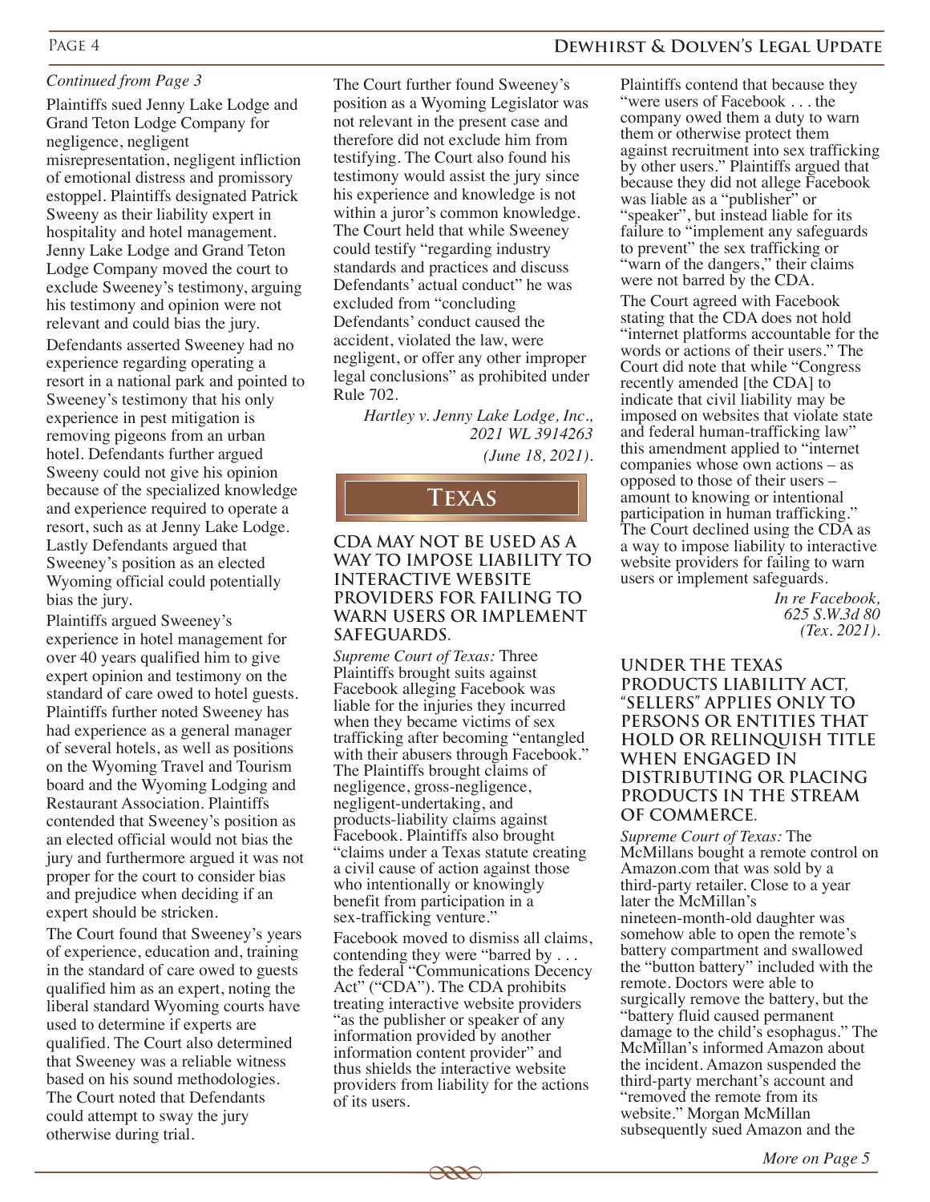*Continued from Page 3*

Plaintiffs sued Jenny Lake Lodge and Grand Teton Lodge Company for negligence, negligent misrepresentation, negligent infliction of emotional distress and promissory estoppel. Plaintiffs designated Patrick Sweeny as their liability expert in hospitality and hotel management. Jenny Lake Lodge and Grand Teton Lodge Company moved the court to exclude Sweeney's testimony, arguing his testimony and opinion were not relevant and could bias the jury.

Defendants asserted Sweeney had no experience regarding operating a resort in a national park and pointed to Sweeney's testimony that his only experience in pest mitigation is removing pigeons from an urban hotel. Defendants further argued Sweeny could not give his opinion because of the specialized knowledge and experience required to operate a resort, such as at Jenny Lake Lodge. Lastly Defendants argued that Sweeney's position as an elected Wyoming official could potentially bias the jury.

Plaintiffs argued Sweeney's experience in hotel management for over 40 years qualified him to give expert opinion and testimony on the standard of care owed to hotel guests. Plaintiffs further noted Sweeney has had experience as a general manager of several hotels, as well as positions on the Wyoming Travel and Tourism board and the Wyoming Lodging and Restaurant Association. Plaintiffs contended that Sweeney's position as an elected official would not bias the jury and furthermore argued it was not proper for the court to consider bias and prejudice when deciding if an expert should be stricken.

The Court found that Sweeney's years of experience, education and, training in the standard of care owed to guests qualified him as an expert, noting the liberal standard Wyoming courts have used to determine if experts are qualified. The Court also determined that Sweeney was a reliable witness based on his sound methodologies. The Court noted that Defendants could attempt to sway the jury otherwise during trial.

The Court further found Sweeney's position as a Wyoming Legislator was not relevant in the present case and therefore did not exclude him from testifying. The Court also found his testimony would assist the jury since his experience and knowledge is not within a juror's common knowledge. The Court held that while Sweeney could testify "regarding industry standards and practices and discuss Defendants' actual conduct" he was excluded from "concluding Defendants' conduct caused the accident, violated the law, were negligent, or offer any other improper legal conclusions" as prohibited under Rule 702.

*Hartley v. Jenny Lake Lodge, Inc., 2021 WL 3914263 (June 18, 2021).*

## Texas

### CDA MAY NOT BE USED AS A WAY TO IMPOSE LIABILITY TO INTERACTIVE WEBSITE PROVIDERS FOR FAILING TO WARN USERS OR IMPLEMENT SAFEGUARDS.

*Supreme Court of Texas:* Three Plaintiffs brought suits against Facebook alleging Facebook was liable for the injuries they incurred when they became victims of sex trafficking after becoming "entangled with their abusers through Facebook." The Plaintiffs brought claims of negligence, gross-negligence, negligent-undertaking, and products-liability claims against Facebook. Plaintiffs also brought "claims under a Texas statute creating a civil cause of action against those who intentionally or knowingly benefit from participation in a sex-trafficking venture."

Facebook moved to dismiss all claims, contending they were "barred by . . . the federal "Communications Decency Act" ("CDA"). The CDA prohibits treating interactive website providers "as the publisher or speaker of any information provided by another information content provider" and thus shields the interactive website providers from liability for the actions of its users.

Plaintiffs contend that because they "were users of Facebook . . . the company owed them a duty to warn them or otherwise protect them against recruitment into sex trafficking by other users." Plaintiffs argued that because they did not allege Facebook was liable as a "publisher" or "speaker", but instead liable for its failure to "implement any safeguards to prevent" the sex trafficking or "warn of the dangers," their claims were not barred by the CDA.

The Court agreed with Facebook stating that the CDA does not hold "internet platforms accountable for the words or actions of their users." The Court did note that while "Congress recently amended [the CDA] to indicate that civil liability may be imposed on websites that violate state and federal human-trafficking law" this amendment applied to "internet companies whose own actions – as opposed to those of their users – amount to knowing or intentional participation in human trafficking." The Court declined using the CDA as a way to impose liability to interactive website providers for failing to warn users or implement safeguards.

*In re Facebook, 625 S.W.3d 80 (Tex. 2021).*

### UNDER THE TEXAS PRODUCTS LIABILITY ACT, "SELLERS" APPLIES ONLY TO PERSONS OR ENTITIES THAT HOLD OR RELINQUISH TITLE WHEN ENGAGED IN DISTRIBUTING OR PLACING PRODUCTS IN THE STREAM OF COMMERCE.

*Supreme Court of Texas:* The McMillans bought a remote control on Amazon.com that was sold by a third-party retailer. Close to a year later the McMillan's nineteen-month-old daughter was somehow able to open the remote's battery compartment and swallowed the "button battery" included with the remote. Doctors were able to surgically remove the battery, but the "battery fluid caused permanent damage to the child's esophagus." The McMillan's informed Amazon about the incident. Amazon suspended the third-party merchant's account and "removed the remote from its website." Morgan McMillan subsequently sued Amazon and the

*More on Page 5*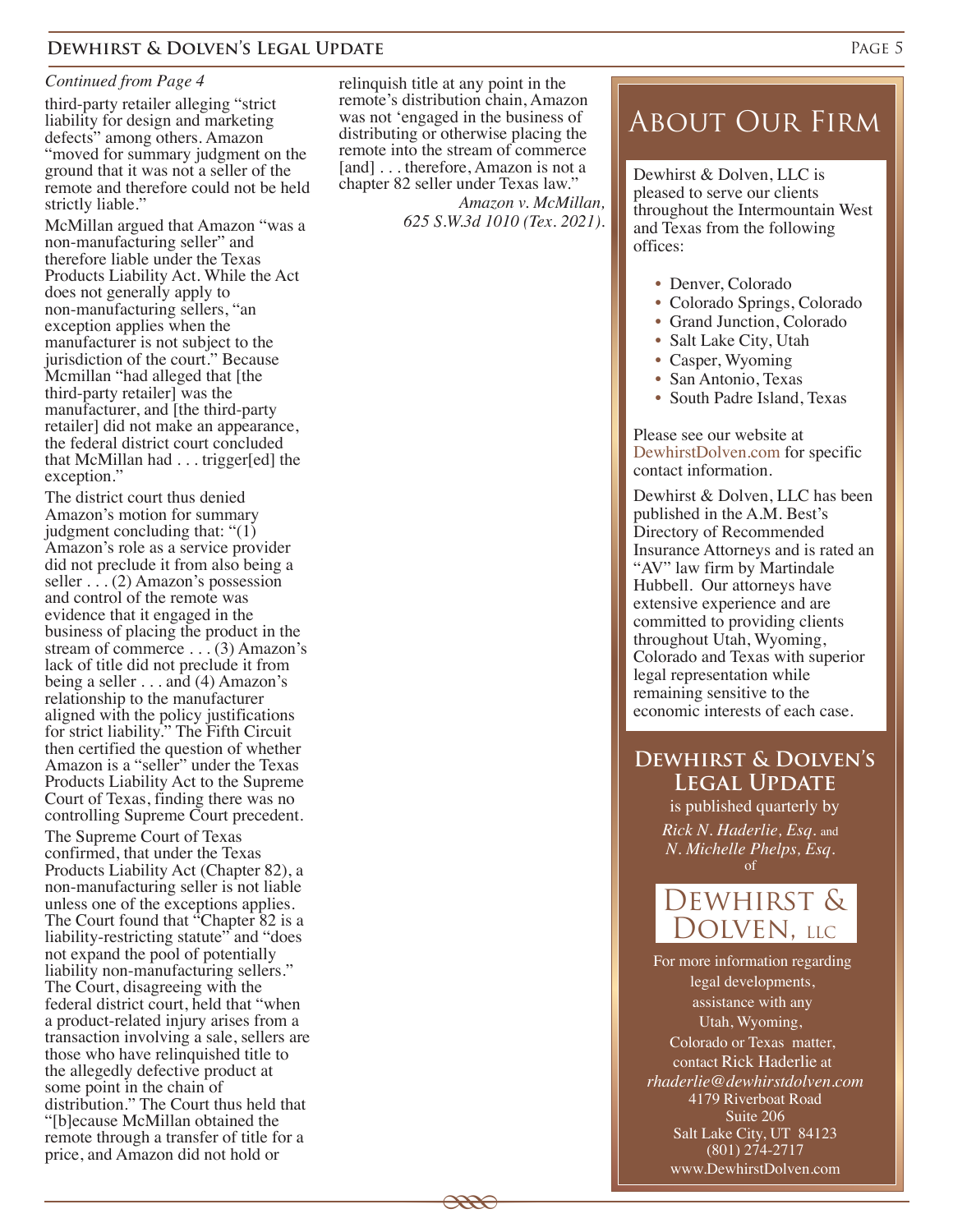*Continued from Page 4*

third-party retailer alleging "strict liability for design and marketing defects" among others. Amazon "moved for summary judgment on the ground that it was not a seller of the remote and therefore could not be held strictly liable."

McMillan argued that Amazon "was a non-manufacturing seller" and therefore liable under the Texas Products Liability Act. While the Act does not generally apply to non-manufacturing sellers, "an exception applies when the manufacturer is not subject to the jurisdiction of the court." Because Mcmillan "had alleged that [the third-party retailer] was the manufacturer, and [the third-party retailer] did not make an appearance, the federal district court concluded that McMillan had . . . trigger[ed] the exception."

The district court thus denied Amazon's motion for summary judgment concluding that: "(1) Amazon's role as a service provider did not preclude it from also being a seller . . . (2) Amazon's possession and control of the remote was evidence that it engaged in the business of placing the product in the stream of commerce . . . (3) Amazon's lack of title did not preclude it from being a seller . . . and (4) Amazon's relationship to the manufacturer aligned with the policy justifications for strict liability." The Fifth Circuit then certified the question of whether Amazon is a "seller" under the Texas Products Liability Act to the Supreme Court of Texas, finding there was no controlling Supreme Court precedent.

The Supreme Court of Texas confirmed, that under the Texas Products Liability Act (Chapter 82), a non-manufacturing seller is not liable unless one of the exceptions applies. The Court found that "Chapter 82 is a liability-restricting statute" and "does not expand the pool of potentially liability non-manufacturing sellers." The Court, disagreeing with the federal district court, held that "when a product-related injury arises from a transaction involving a sale, sellers are those who have relinquished title to the allegedly defective product at some point in the chain of distribution." The Court thus held that "[b]ecause McMillan obtained the remote through a transfer of title for a price, and Amazon did not hold or relinquish title at any point in the remote's distribution chain, Amazon was not 'engaged in the business of distributing or otherwise placing the remote into the stream of commerce [and] . . . therefore, Amazon is not a chapter 82 seller under Texas law."

*Amazon v. McMillan, 625 S.W.3d 1010 (Tex. 2021).*

# About Our Firm

Dewhirst & Dolven, LLC is pleased to serve our clients throughout the Intermountain West and Texas from the following offices:

- Denver, Colorado
- Colorado Springs, Colorado
- Grand Junction, Colorado
- Salt Lake City, Utah
- Casper, Wyoming
- San Antonio, Texas
- South Padre Island, Texas

Please see our website at DewhirstDolven.com for specific contact information.

Dewhirst & Dolven, LLC has been published in the A.M. Best's Directory of Recommended Insurance Attorneys and is rated an "AV" law firm by Martindale Hubbell. Our attorneys have extensive experience and are committed to providing clients throughout Utah, Wyoming, Colorado and Texas with superior legal representation while remaining sensitive to the economic interests of each case.

## Dewhirst & Dolven's Legal Update

is published quarterly by

*Rick N. Haderlie, Esq.* and *N. Michelle Phelps, Esq.*

of

Dewhirst & Dolven, LLC

For more information regarding legal developments, assistance with any Utah, Wyoming, Colorado or Texas matter, contact Rick Haderlie at *rhaderlie@dewhirstdolven.com*
4179 Riverboat Road
Suite 206
Salt Lake City, UT 84123
(801) 274-2717
www.DewhirstDolven.com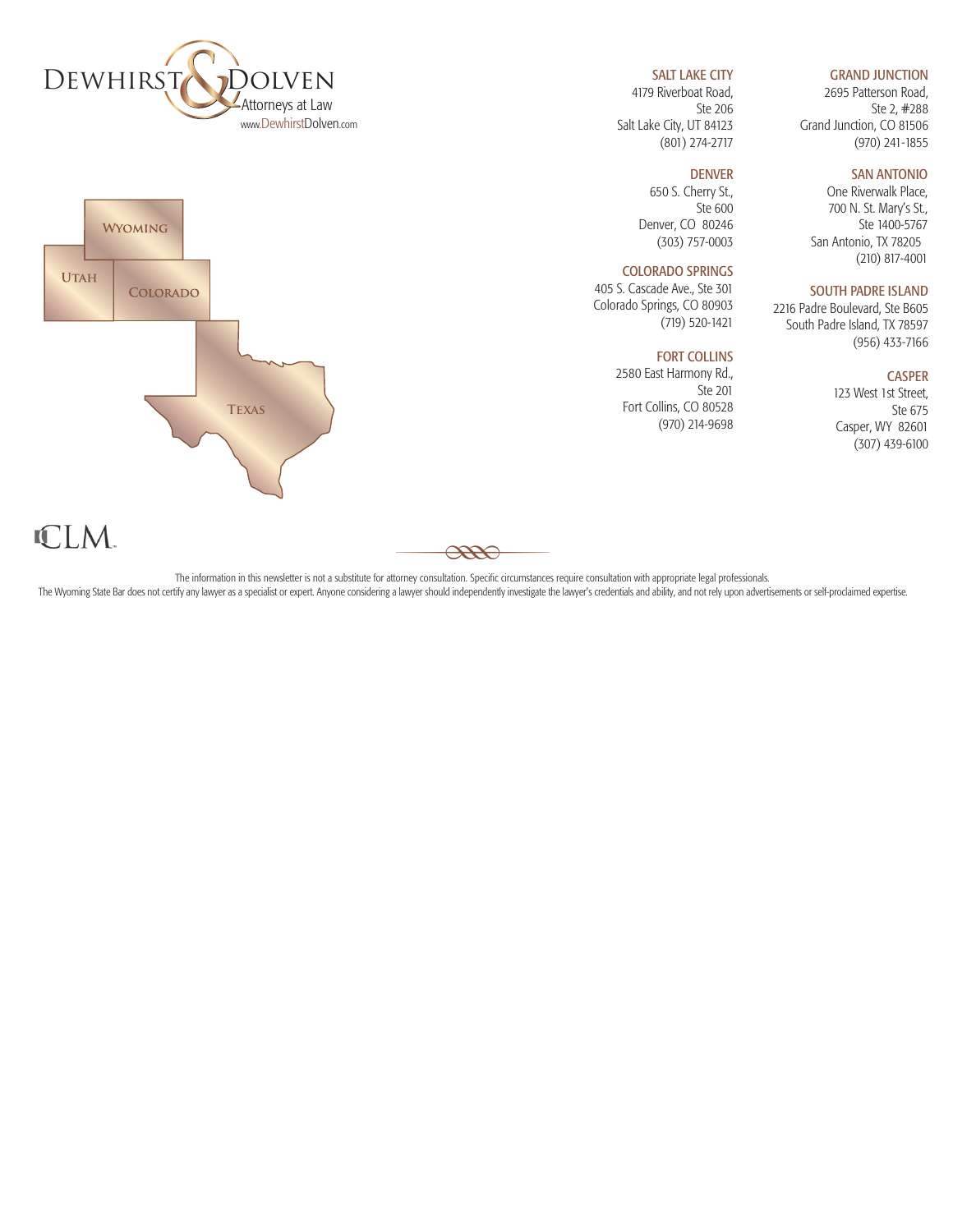# DEWHIRST & DOLVEN

Attorneys at Law

www.DewhirstDolven.com

**SALT LAKE CITY**
4179 Riverboat Road,
Ste 206
Salt Lake City, UT 84123
(801) 274-2717

**DENVER**
650 S. Cherry St.,
Ste 600
Denver, CO 80246
(303) 757-0003

**COLORADO SPRINGS**
405 S. Cascade Ave., Ste 301
Colorado Springs, CO 80903
(719) 520-1421

**FORT COLLINS**
2580 East Harmony Rd.,
Ste 201
Fort Collins, CO 80528
(970) 214-9698

**GRAND JUNCTION**
2695 Patterson Road,
Ste 2, #288
Grand Junction, CO 81506
(970) 241-1855

**SAN ANTONIO**
One Riverwalk Place,
700 N. St. Mary's St.,
Ste 1400-5767
San Antonio, TX 78205
(210) 817-4001

**SOUTH PADRE ISLAND**
2216 Padre Boulevard, Ste B605
South Padre Island, TX 78597
(956) 433-7166

**CASPER**
123 West 1st Street,
Ste 675
Casper, WY 82601
(307) 439-6100

Wyoming
Utah
Colorado
Texas

CLM

The information in this newsletter is not a substitute for attorney consultation. Specific circumstances require consultation with appropriate legal professionals.

The Wyoming State Bar does not certify any lawyer as a specialist or expert. Anyone considering a lawyer should independently investigate the lawyer's credentials and ability, and not rely upon advertisements or self-proclaimed expertise.